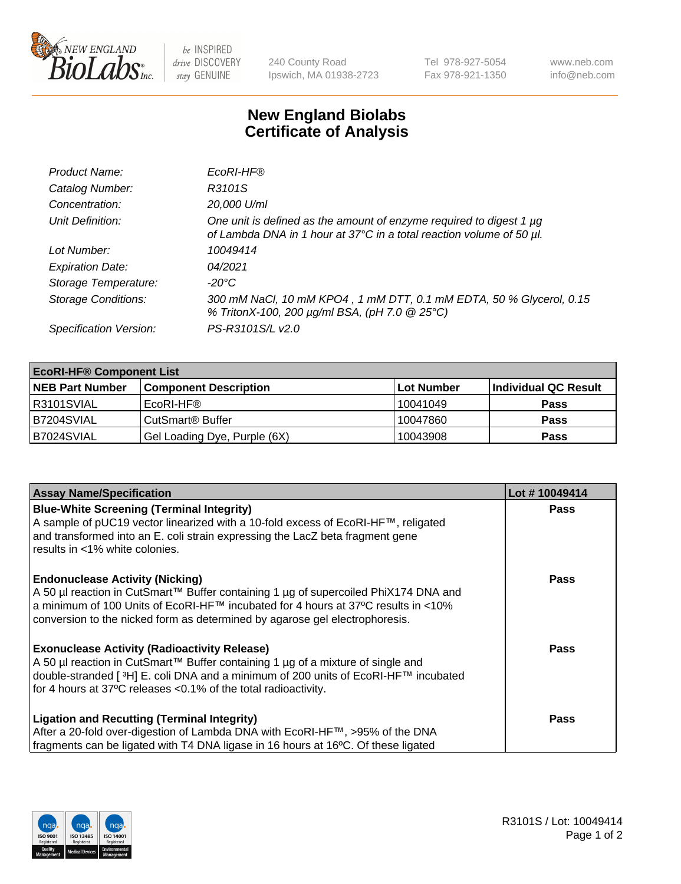# New England Biolabs
# Certificate of Analysis

| | |
|---|---|
| *Product Name:* | *EcoRI-HF®* |
| *Catalog Number:* | *R3101S* |
| *Concentration:* | *20,000 U/ml* |
| *Unit Definition:* | *One unit is defined as the amount of enzyme required to digest 1 µg of Lambda DNA in 1 hour at 37°C in a total reaction volume of 50 µl.* |
| *Lot Number:* | *10049414* |
| *Expiration Date:* | *04/2021* |
| *Storage Temperature:* | *-20°C* |
| *Storage Conditions:* | *300 mM NaCl, 10 mM KPO4 , 1 mM DTT, 0.1 mM EDTA, 50 % Glycerol, 0.15 % TritonX-100, 200 µg/ml BSA, (pH 7.0 @ 25°C)* |
| *Specification Version:* | *PS-R3101S/L v2.0* |

| **EcoRI-HF® Component List** | | | |
|---|---|---|---|
| **NEB Part Number** | **Component Description** | **Lot Number** | **Individual QC Result** |
| R3101SVIAL | EcoRI-HF® | 10041049 | **Pass** |
| B7204SVIAL | CutSmart® Buffer | 10047860 | **Pass** |
| B7024SVIAL | Gel Loading Dye, Purple (6X) | 10043908 | **Pass** |

| **Assay Name/Specification** | **Lot # 10049414** |
|---|---|
| **Blue-White Screening (Terminal Integrity)**<br>A sample of pUC19 vector linearized with a 10-fold excess of EcoRI-HF™, religated and transformed into an E. coli strain expressing the LacZ beta fragment gene results in <1% white colonies. | **Pass** |
| **Endonuclease Activity (Nicking)**<br>A 50 µl reaction in CutSmart™ Buffer containing 1 µg of supercoiled PhiX174 DNA and a minimum of 100 Units of EcoRI-HF™ incubated for 4 hours at 37ºC results in <10% conversion to the nicked form as determined by agarose gel electrophoresis. | **Pass** |
| **Exonuclease Activity (Radioactivity Release)**<br>A 50 µl reaction in CutSmart™ Buffer containing 1 µg of a mixture of single and double-stranded [ $^3$H] E. coli DNA and a minimum of 200 units of EcoRI-HF™ incubated for 4 hours at 37ºC releases <0.1% of the total radioactivity. | **Pass** |
| **Ligation and Recutting (Terminal Integrity)**<br>After a 20-fold over-digestion of Lambda DNA with EcoRI-HF™, >95% of the DNA fragments can be ligated with T4 DNA ligase in 16 hours at 16ºC. Of these ligated | **Pass** |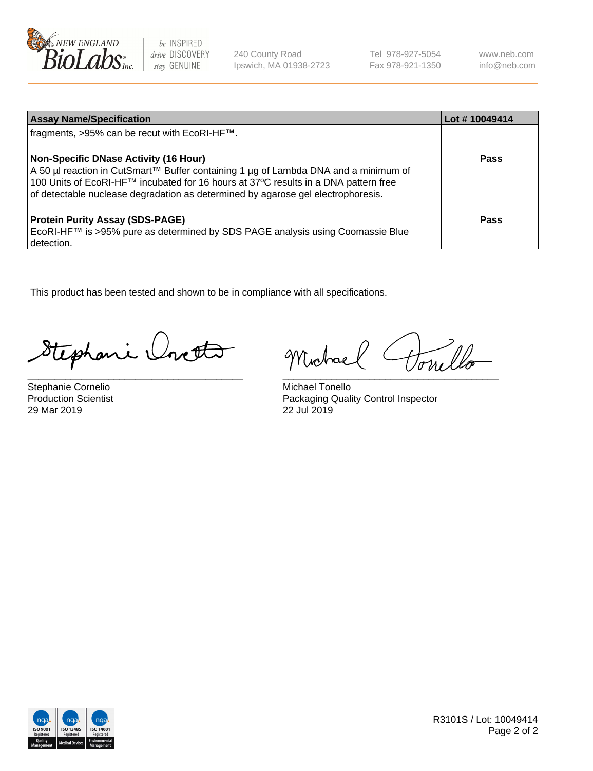| Assay Name/Specification | Lot # 10049414 |
| --- | --- |
| fragments, >95% can be recut with EcoRI-HF™. | |
| **Non-Specific DNase Activity (16 Hour)**<br>A 50 µl reaction in CutSmart™ Buffer containing 1 µg of Lambda DNA and a minimum of 100 Units of EcoRI-HF™ incubated for 16 hours at 37ºC results in a DNA pattern free of detectable nuclease degradation as determined by agarose gel electrophoresis. | Pass |
| **Protein Purity Assay (SDS-PAGE)**<br>EcoRI-HF™ is >95% pure as determined by SDS PAGE analysis using Coomassie Blue detection. | Pass |

This product has been tested and shown to be in compliance with all specifications.

Stephanie Cornelio
Production Scientist
29 Mar 2019

Michael Tonello
Packaging Quality Control Inspector
22 Jul 2019

R3101S / Lot: 10049414